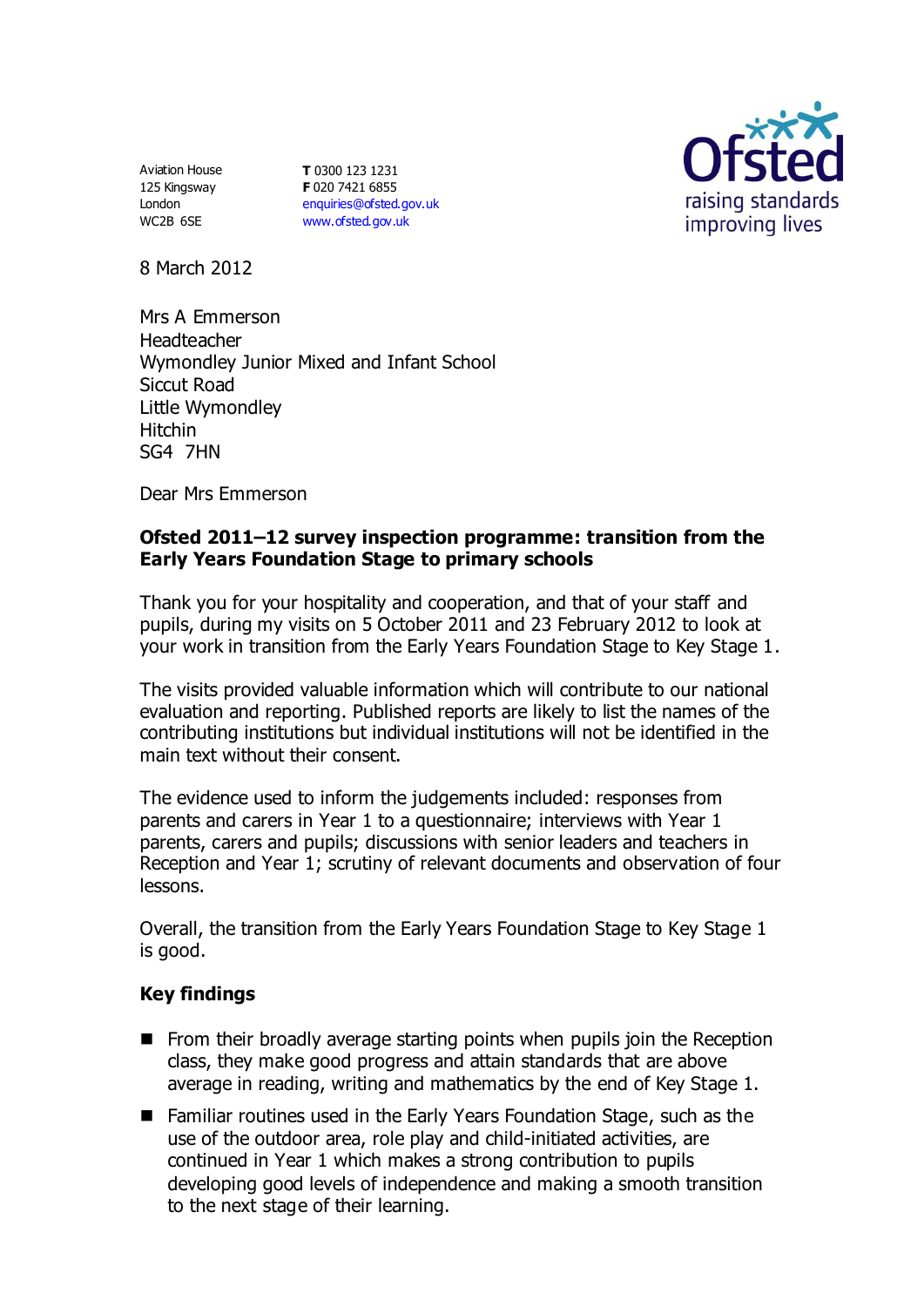Aviation House
125 Kingsway
London
WC2B 6SE

**T** 0300 123 1231
**F** 020 7421 6855
enquiries@ofsted.gov.uk
www.ofsted.gov.uk

Ofsted
raising standards
improving lives

8 March 2012

Mrs A Emmerson
Headteacher
Wymondley Junior Mixed and Infant School
Siccut Road
Little Wymondley
Hitchin
SG4 7HN

Dear Mrs Emmerson

**Ofsted 2011–12 survey inspection programme: transition from the Early Years Foundation Stage to primary schools**

Thank you for your hospitality and cooperation, and that of your staff and pupils, during my visits on 5 October 2011 and 23 February 2012 to look at your work in transition from the Early Years Foundation Stage to Key Stage 1.

The visits provided valuable information which will contribute to our national evaluation and reporting. Published reports are likely to list the names of the contributing institutions but individual institutions will not be identified in the main text without their consent.

The evidence used to inform the judgements included: responses from parents and carers in Year 1 to a questionnaire; interviews with Year 1 parents, carers and pupils; discussions with senior leaders and teachers in Reception and Year 1; scrutiny of relevant documents and observation of four lessons.

Overall, the transition from the Early Years Foundation Stage to Key Stage 1 is good.

## Key findings

- From their broadly average starting points when pupils join the Reception class, they make good progress and attain standards that are above average in reading, writing and mathematics by the end of Key Stage 1.
- Familiar routines used in the Early Years Foundation Stage, such as the use of the outdoor area, role play and child-initiated activities, are continued in Year 1 which makes a strong contribution to pupils developing good levels of independence and making a smooth transition to the next stage of their learning.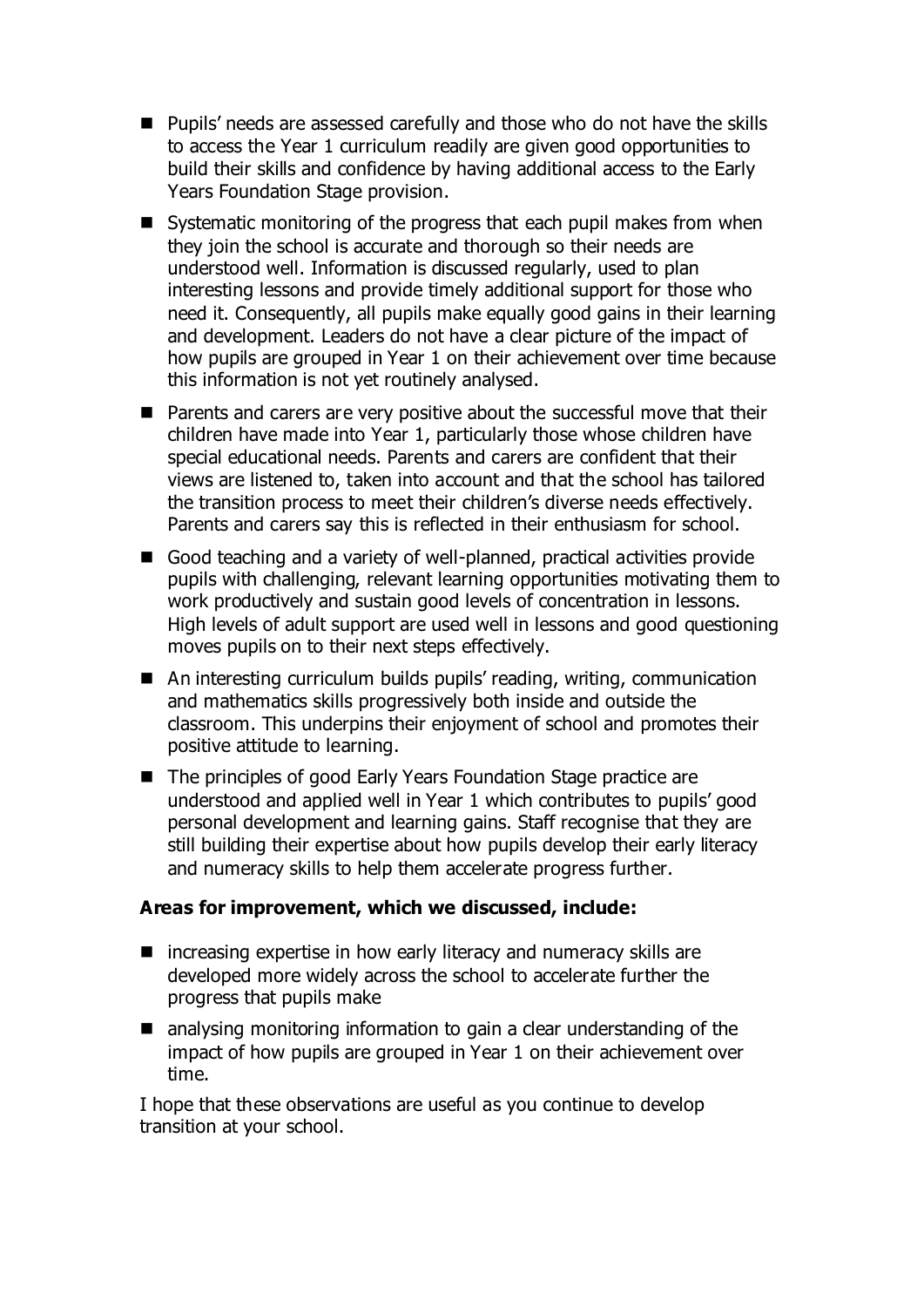- Pupils' needs are assessed carefully and those who do not have the skills to access the Year 1 curriculum readily are given good opportunities to build their skills and confidence by having additional access to the Early Years Foundation Stage provision.
- Systematic monitoring of the progress that each pupil makes from when they join the school is accurate and thorough so their needs are understood well. Information is discussed regularly, used to plan interesting lessons and provide timely additional support for those who need it. Consequently, all pupils make equally good gains in their learning and development. Leaders do not have a clear picture of the impact of how pupils are grouped in Year 1 on their achievement over time because this information is not yet routinely analysed.
- Parents and carers are very positive about the successful move that their children have made into Year 1, particularly those whose children have special educational needs. Parents and carers are confident that their views are listened to, taken into account and that the school has tailored the transition process to meet their children's diverse needs effectively. Parents and carers say this is reflected in their enthusiasm for school.
- Good teaching and a variety of well-planned, practical activities provide pupils with challenging, relevant learning opportunities motivating them to work productively and sustain good levels of concentration in lessons. High levels of adult support are used well in lessons and good questioning moves pupils on to their next steps effectively.
- An interesting curriculum builds pupils' reading, writing, communication and mathematics skills progressively both inside and outside the classroom. This underpins their enjoyment of school and promotes their positive attitude to learning.
- The principles of good Early Years Foundation Stage practice are understood and applied well in Year 1 which contributes to pupils' good personal development and learning gains. Staff recognise that they are still building their expertise about how pupils develop their early literacy and numeracy skills to help them accelerate progress further.

**Areas for improvement, which we discussed, include:**

- increasing expertise in how early literacy and numeracy skills are developed more widely across the school to accelerate further the progress that pupils make
- analysing monitoring information to gain a clear understanding of the impact of how pupils are grouped in Year 1 on their achievement over time.

I hope that these observations are useful as you continue to develop transition at your school.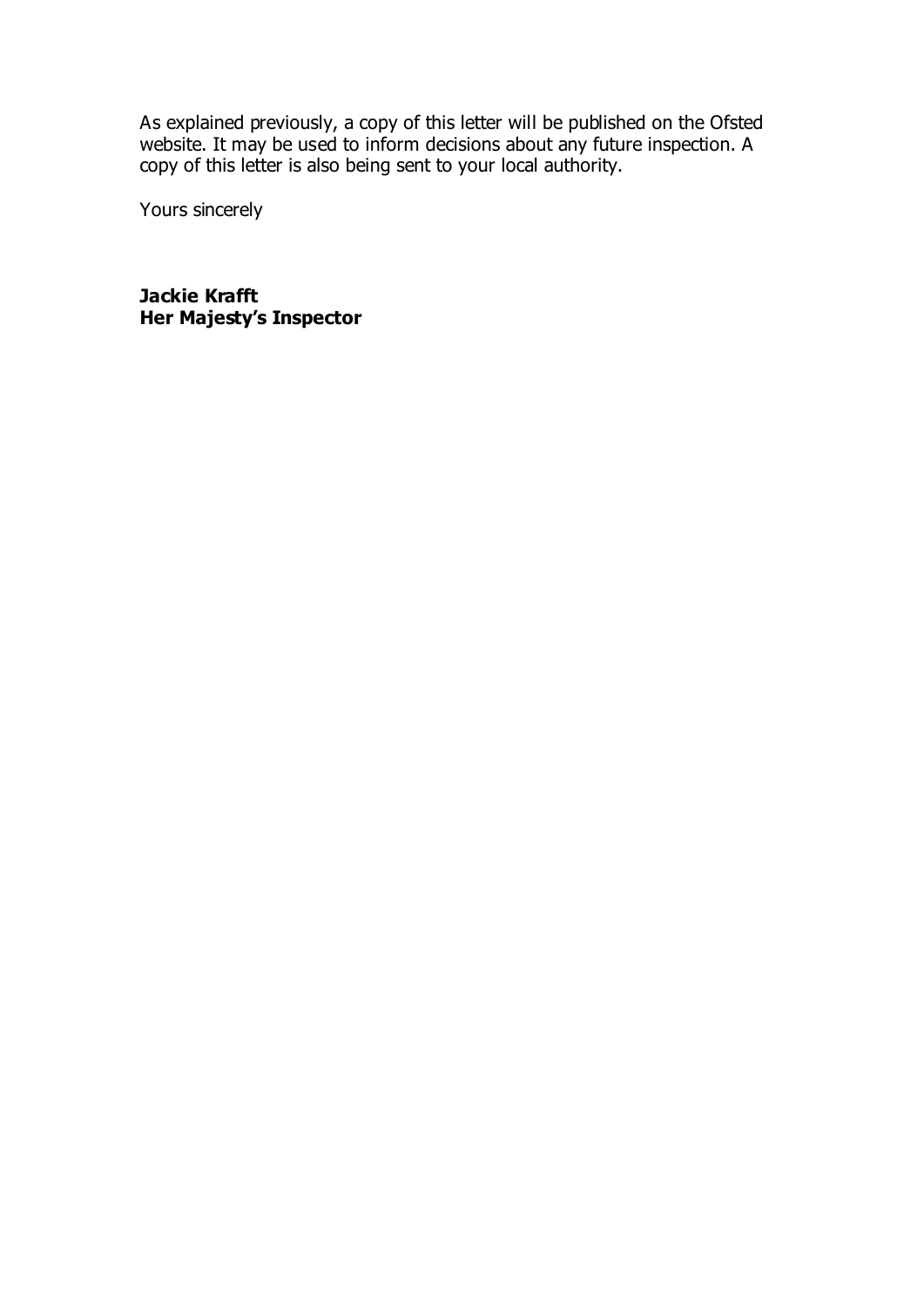As explained previously, a copy of this letter will be published on the Ofsted website. It may be used to inform decisions about any future inspection. A copy of this letter is also being sent to your local authority.

Yours sincerely

**Jackie Krafft**
**Her Majesty's Inspector**